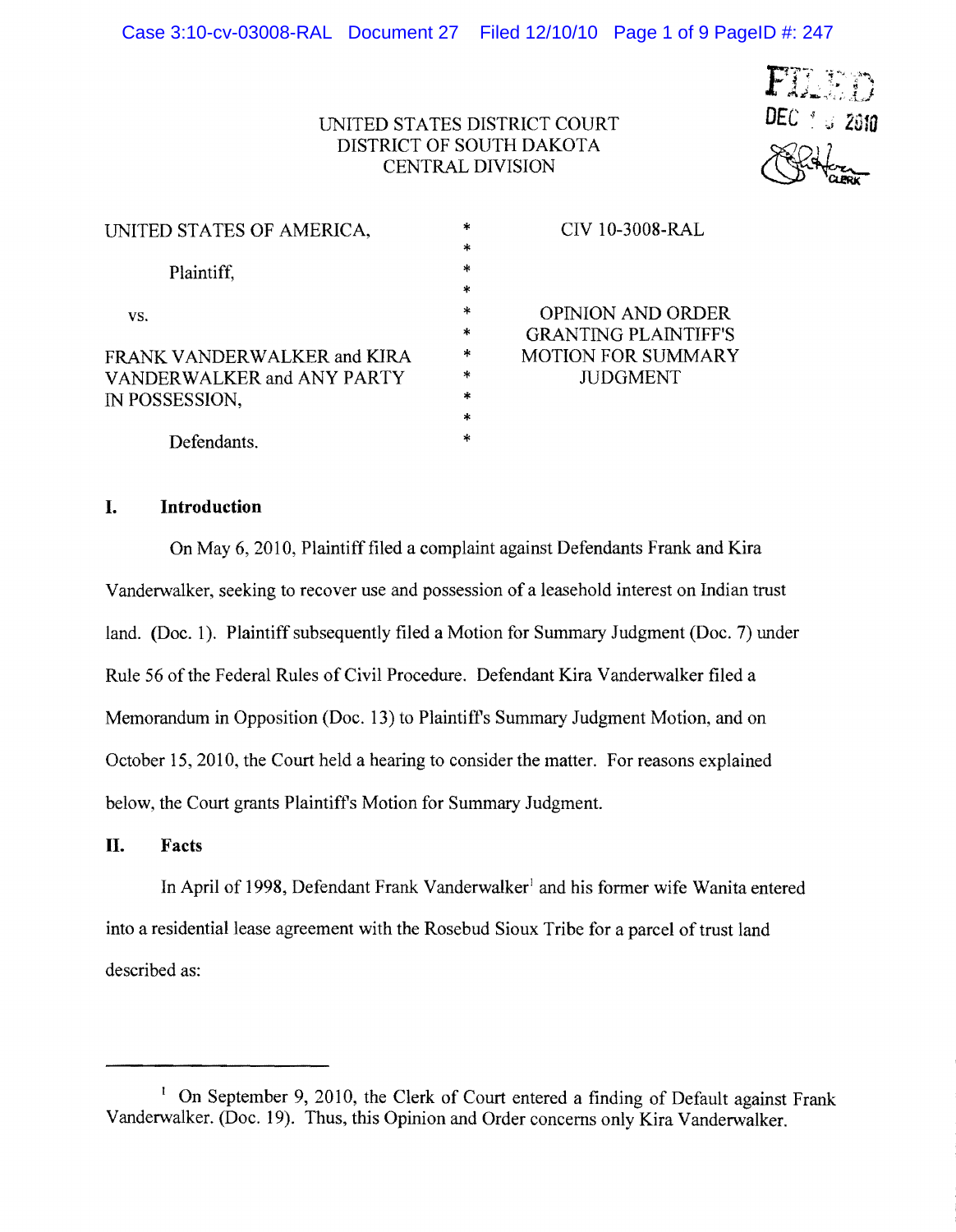UNITED STATES DISTRICT COURT
DISTRICT OF SOUTH DAKOTA
CENTRAL DIVISION

FILED
DEC 1 3 2010
CLERK

| | | |
|---|---|---|
| UNITED STATES OF AMERICA, | * | CIV 10-3008-RAL |
| Plaintiff, | * | |
| vs. | * | OPINION AND ORDER GRANTING PLAINTIFF'S MOTION FOR SUMMARY JUDGMENT |
| FRANK VANDERWALKER and KIRA VANDERWALKER and ANY PARTY IN POSSESSION, | * | |
| Defendants. | * | |

## I. Introduction

On May 6, 2010, Plaintiff filed a complaint against Defendants Frank and Kira Vanderwalker, seeking to recover use and possession of a leasehold interest on Indian trust land. (Doc. 1). Plaintiff subsequently filed a Motion for Summary Judgment (Doc. 7) under Rule 56 of the Federal Rules of Civil Procedure. Defendant Kira Vanderwalker filed a Memorandum in Opposition (Doc. 13) to Plaintiff's Summary Judgment Motion, and on October 15, 2010, the Court held a hearing to consider the matter. For reasons explained below, the Court grants Plaintiff's Motion for Summary Judgment.

## II. Facts

In April of 1998, Defendant Frank Vanderwalker[1] and his former wife Wanita entered into a residential lease agreement with the Rosebud Sioux Tribe for a parcel of trust land described as:

---

[1] On September 9, 2010, the Clerk of Court entered a finding of Default against Frank Vanderwalker. (Doc. 19). Thus, this Opinion and Order concerns only Kira Vanderwalker.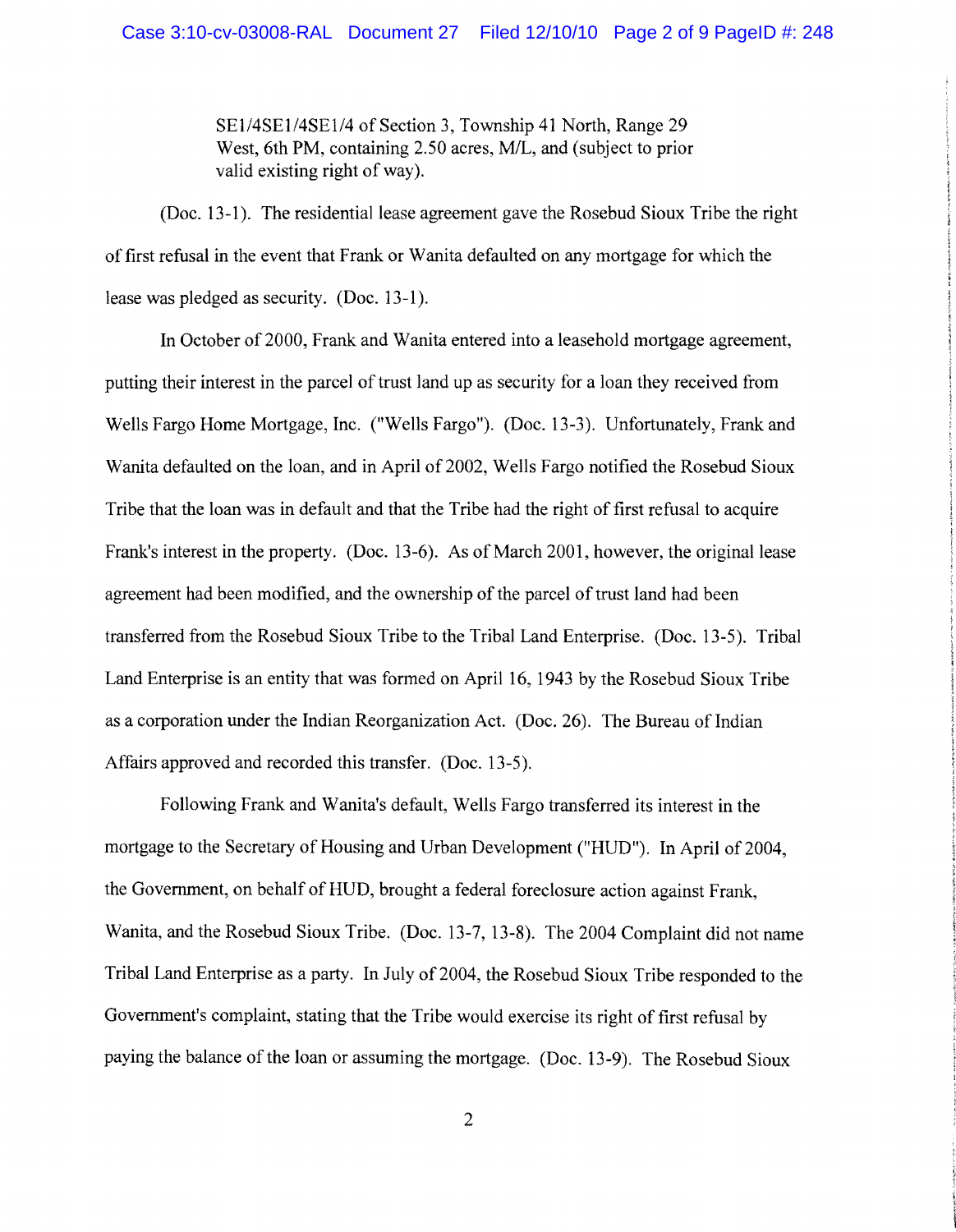> SE1/4SE1/4SE1/4 of Section 3, Township 41 North, Range 29 West, 6th PM, containing 2.50 acres, M/L, and (subject to prior valid existing right of way).

(Doc. 13-1). The residential lease agreement gave the Rosebud Sioux Tribe the right of first refusal in the event that Frank or Wanita defaulted on any mortgage for which the lease was pledged as security. (Doc. 13-1).

In October of 2000, Frank and Wanita entered into a leasehold mortgage agreement, putting their interest in the parcel of trust land up as security for a loan they received from Wells Fargo Home Mortgage, Inc. ("Wells Fargo"). (Doc. 13-3). Unfortunately, Frank and Wanita defaulted on the loan, and in April of 2002, Wells Fargo notified the Rosebud Sioux Tribe that the loan was in default and that the Tribe had the right of first refusal to acquire Frank's interest in the property. (Doc. 13-6). As of March 2001, however, the original lease agreement had been modified, and the ownership of the parcel of trust land had been transferred from the Rosebud Sioux Tribe to the Tribal Land Enterprise. (Doc. 13-5). Tribal Land Enterprise is an entity that was formed on April 16, 1943 by the Rosebud Sioux Tribe as a corporation under the Indian Reorganization Act. (Doc. 26). The Bureau of Indian Affairs approved and recorded this transfer. (Doc. 13-5).

Following Frank and Wanita's default, Wells Fargo transferred its interest in the mortgage to the Secretary of Housing and Urban Development ("HUD"). In April of 2004, the Government, on behalf of HUD, brought a federal foreclosure action against Frank, Wanita, and the Rosebud Sioux Tribe. (Doc. 13-7, 13-8). The 2004 Complaint did not name Tribal Land Enterprise as a party. In July of 2004, the Rosebud Sioux Tribe responded to the Government's complaint, stating that the Tribe would exercise its right of first refusal by paying the balance of the loan or assuming the mortgage. (Doc. 13-9). The Rosebud Sioux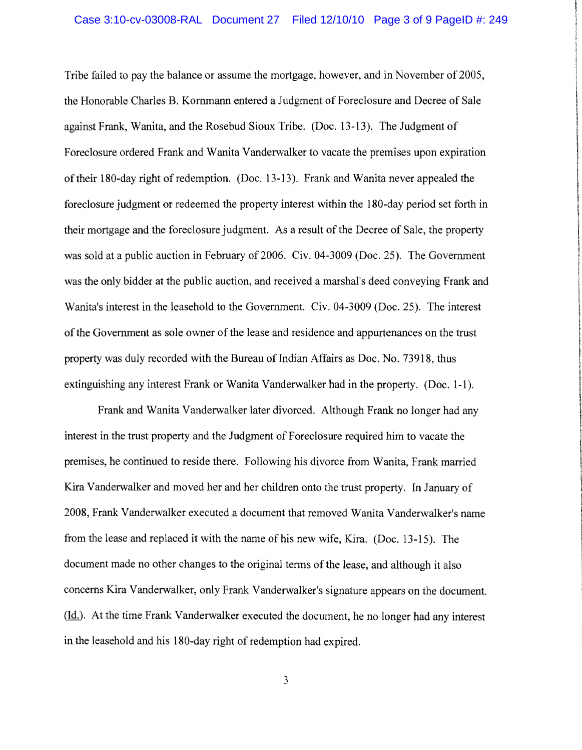Tribe failed to pay the balance or assume the mortgage, however, and in November of 2005, the Honorable Charles B. Kornmann entered a Judgment of Foreclosure and Decree of Sale against Frank, Wanita, and the Rosebud Sioux Tribe. (Doc. 13-13). The Judgment of Foreclosure ordered Frank and Wanita Vanderwalker to vacate the premises upon expiration of their 180-day right of redemption. (Doc. 13-13). Frank and Wanita never appealed the foreclosure judgment or redeemed the property interest within the 180-day period set forth in their mortgage and the foreclosure judgment. As a result of the Decree of Sale, the property was sold at a public auction in February of 2006. Civ. 04-3009 (Doc. 25). The Government was the only bidder at the public auction, and received a marshal's deed conveying Frank and Wanita's interest in the leasehold to the Government. Civ. 04-3009 (Doc. 25). The interest of the Government as sole owner of the lease and residence and appurtenances on the trust property was duly recorded with the Bureau of Indian Affairs as Doc. No. 73918, thus extinguishing any interest Frank or Wanita Vanderwalker had in the property. (Doc. 1-1).

Frank and Wanita Vanderwalker later divorced. Although Frank no longer had any interest in the trust property and the Judgment of Foreclosure required him to vacate the premises, he continued to reside there. Following his divorce from Wanita, Frank married Kira Vanderwalker and moved her and her children onto the trust property. In January of 2008, Frank Vanderwalker executed a document that removed Wanita Vanderwalker's name from the lease and replaced it with the name of his new wife, Kira. (Doc. 13-15). The document made no other changes to the original terms of the lease, and although it also concerns Kira Vanderwalker, only Frank Vanderwalker's signature appears on the document. (Id.). At the time Frank Vanderwalker executed the document, he no longer had any interest in the leasehold and his 180-day right of redemption had expired.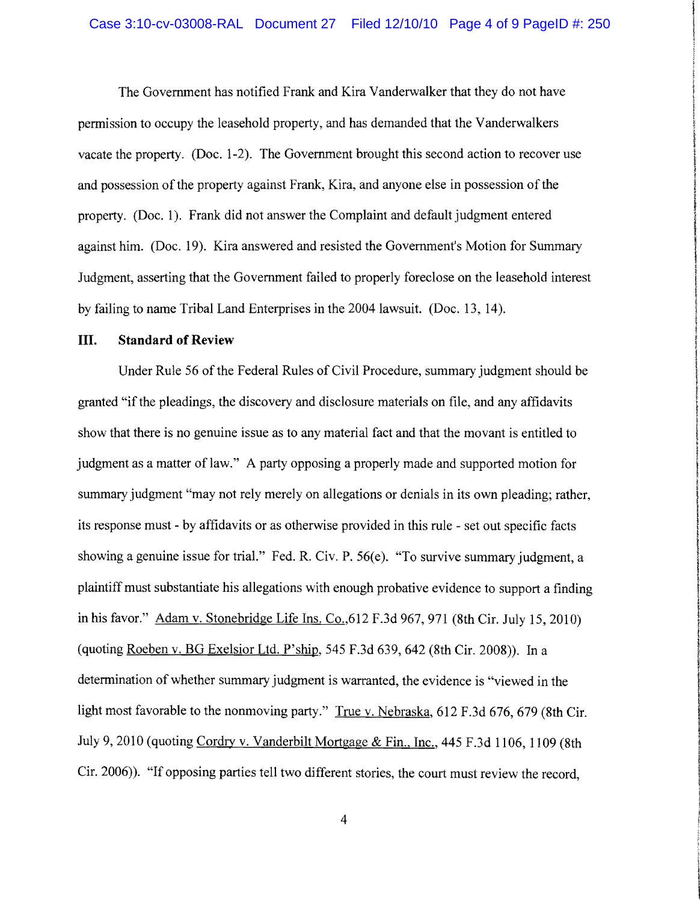The Government has notified Frank and Kira Vanderwalker that they do not have permission to occupy the leasehold property, and has demanded that the Vanderwalkers vacate the property. (Doc. 1-2). The Government brought this second action to recover use and possession of the property against Frank, Kira, and anyone else in possession of the property. (Doc. 1). Frank did not answer the Complaint and default judgment entered against him. (Doc. 19). Kira answered and resisted the Government's Motion for Summary Judgment, asserting that the Government failed to properly foreclose on the leasehold interest by failing to name Tribal Land Enterprises in the 2004 lawsuit. (Doc. 13, 14).

## III. Standard of Review

Under Rule 56 of the Federal Rules of Civil Procedure, summary judgment should be granted "if the pleadings, the discovery and disclosure materials on file, and any affidavits show that there is no genuine issue as to any material fact and that the movant is entitled to judgment as a matter of law." A party opposing a properly made and supported motion for summary judgment "may not rely merely on allegations or denials in its own pleading; rather, its response must - by affidavits or as otherwise provided in this rule - set out specific facts showing a genuine issue for trial." Fed. R. Civ. P. 56(e). "To survive summary judgment, a plaintiff must substantiate his allegations with enough probative evidence to support a finding in his favor." Adam v. Stonebridge Life Ins. Co.,612 F.3d 967, 971 (8th Cir. July 15, 2010) (quoting Roeben v. BG Exelsior Ltd. P'ship, 545 F.3d 639, 642 (8th Cir. 2008)). In a determination of whether summary judgment is warranted, the evidence is "viewed in the light most favorable to the nonmoving party." True v. Nebraska, 612 F.3d 676, 679 (8th Cir. July 9, 2010 (quoting Cordry v. Vanderbilt Mortgage & Fin., Inc., 445 F.3d 1106, 1109 (8th Cir. 2006)). "If opposing parties tell two different stories, the court must review the record,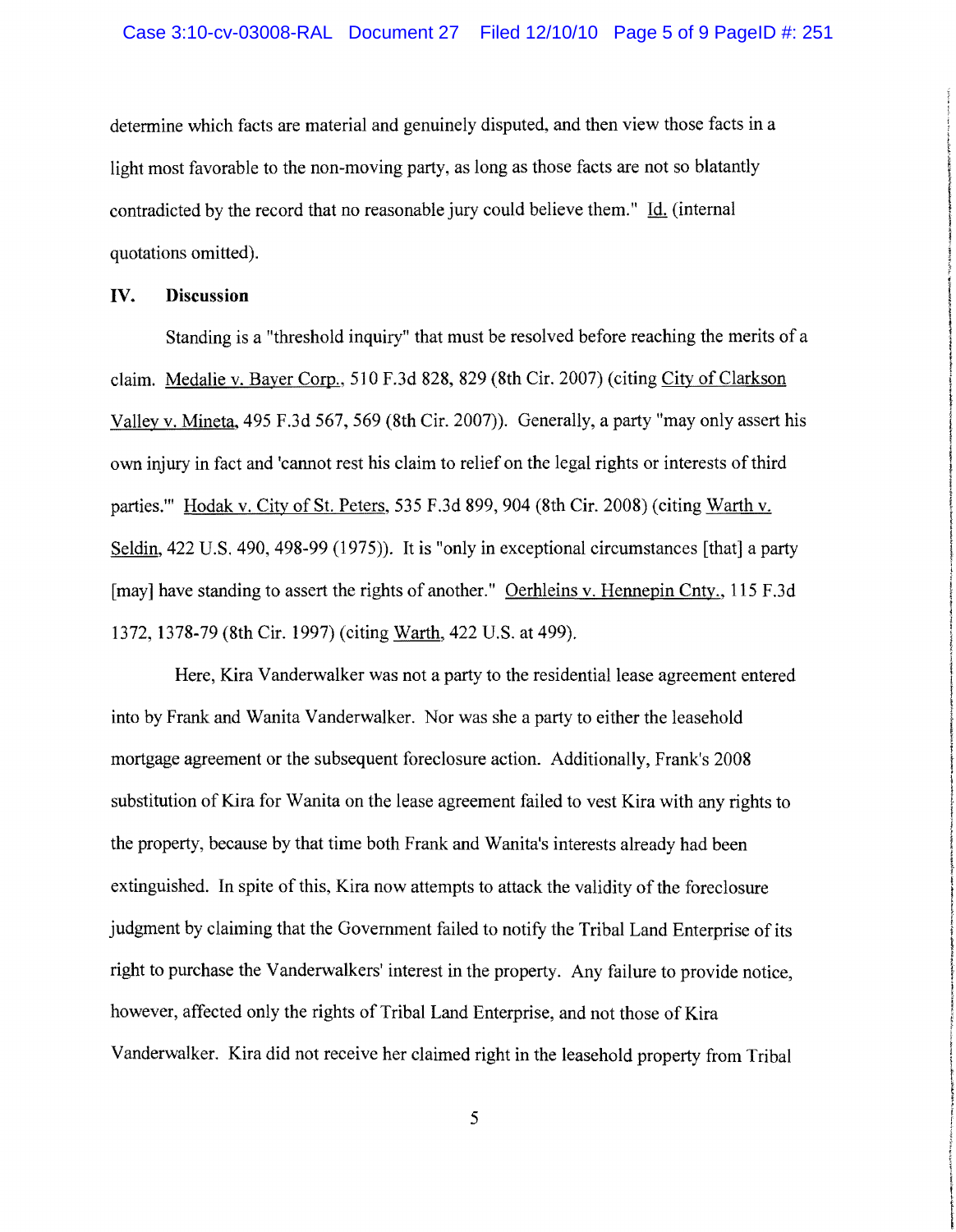determine which facts are material and genuinely disputed, and then view those facts in a light most favorable to the non-moving party, as long as those facts are not so blatantly contradicted by the record that no reasonable jury could believe them." Id. (internal quotations omitted).

## IV. Discussion

Standing is a "threshold inquiry" that must be resolved before reaching the merits of a claim. Medalie v. Bayer Corp., 510 F.3d 828, 829 (8th Cir. 2007) (citing City of Clarkson Valley v. Mineta, 495 F.3d 567, 569 (8th Cir. 2007)). Generally, a party "may only assert his own injury in fact and 'cannot rest his claim to relief on the legal rights or interests of third parties.'" Hodak v. City of St. Peters, 535 F.3d 899, 904 (8th Cir. 2008) (citing Warth v. Seldin, 422 U.S. 490, 498-99 (1975)). It is "only in exceptional circumstances [that] a party [may] have standing to assert the rights of another." Oerhleins v. Hennepin Cnty., 115 F.3d 1372, 1378-79 (8th Cir. 1997) (citing Warth, 422 U.S. at 499).

Here, Kira Vanderwalker was not a party to the residential lease agreement entered into by Frank and Wanita Vanderwalker. Nor was she a party to either the leasehold mortgage agreement or the subsequent foreclosure action. Additionally, Frank's 2008 substitution of Kira for Wanita on the lease agreement failed to vest Kira with any rights to the property, because by that time both Frank and Wanita's interests already had been extinguished. In spite of this, Kira now attempts to attack the validity of the foreclosure judgment by claiming that the Government failed to notify the Tribal Land Enterprise of its right to purchase the Vanderwalkers' interest in the property. Any failure to provide notice, however, affected only the rights of Tribal Land Enterprise, and not those of Kira Vanderwalker. Kira did not receive her claimed right in the leasehold property from Tribal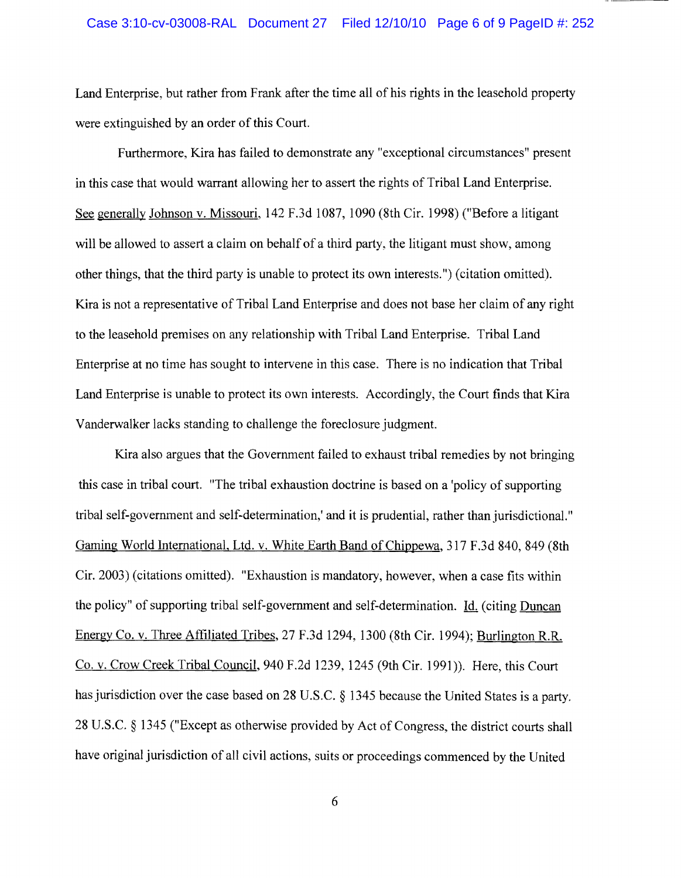Land Enterprise, but rather from Frank after the time all of his rights in the leasehold property were extinguished by an order of this Court.

Furthermore, Kira has failed to demonstrate any "exceptional circumstances" present in this case that would warrant allowing her to assert the rights of Tribal Land Enterprise. See generally Johnson v. Missouri, 142 F.3d 1087, 1090 (8th Cir. 1998) ("Before a litigant will be allowed to assert a claim on behalf of a third party, the litigant must show, among other things, that the third party is unable to protect its own interests.") (citation omitted). Kira is not a representative of Tribal Land Enterprise and does not base her claim of any right to the leasehold premises on any relationship with Tribal Land Enterprise. Tribal Land Enterprise at no time has sought to intervene in this case. There is no indication that Tribal Land Enterprise is unable to protect its own interests. Accordingly, the Court finds that Kira Vanderwalker lacks standing to challenge the foreclosure judgment.

Kira also argues that the Government failed to exhaust tribal remedies by not bringing this case in tribal court. "The tribal exhaustion doctrine is based on a 'policy of supporting tribal self-government and self-determination,' and it is prudential, rather than jurisdictional." Gaming World International, Ltd. v. White Earth Band of Chippewa, 317 F.3d 840, 849 (8th Cir. 2003) (citations omitted). "Exhaustion is mandatory, however, when a case fits within the policy" of supporting tribal self-government and self-determination. Id. (citing Duncan Energy Co. v. Three Affiliated Tribes, 27 F.3d 1294, 1300 (8th Cir. 1994); Burlington R.R. Co. v. Crow Creek Tribal Council, 940 F.2d 1239, 1245 (9th Cir. 1991)). Here, this Court has jurisdiction over the case based on 28 U.S.C. § 1345 because the United States is a party. 28 U.S.C. § 1345 ("Except as otherwise provided by Act of Congress, the district courts shall have original jurisdiction of all civil actions, suits or proceedings commenced by the United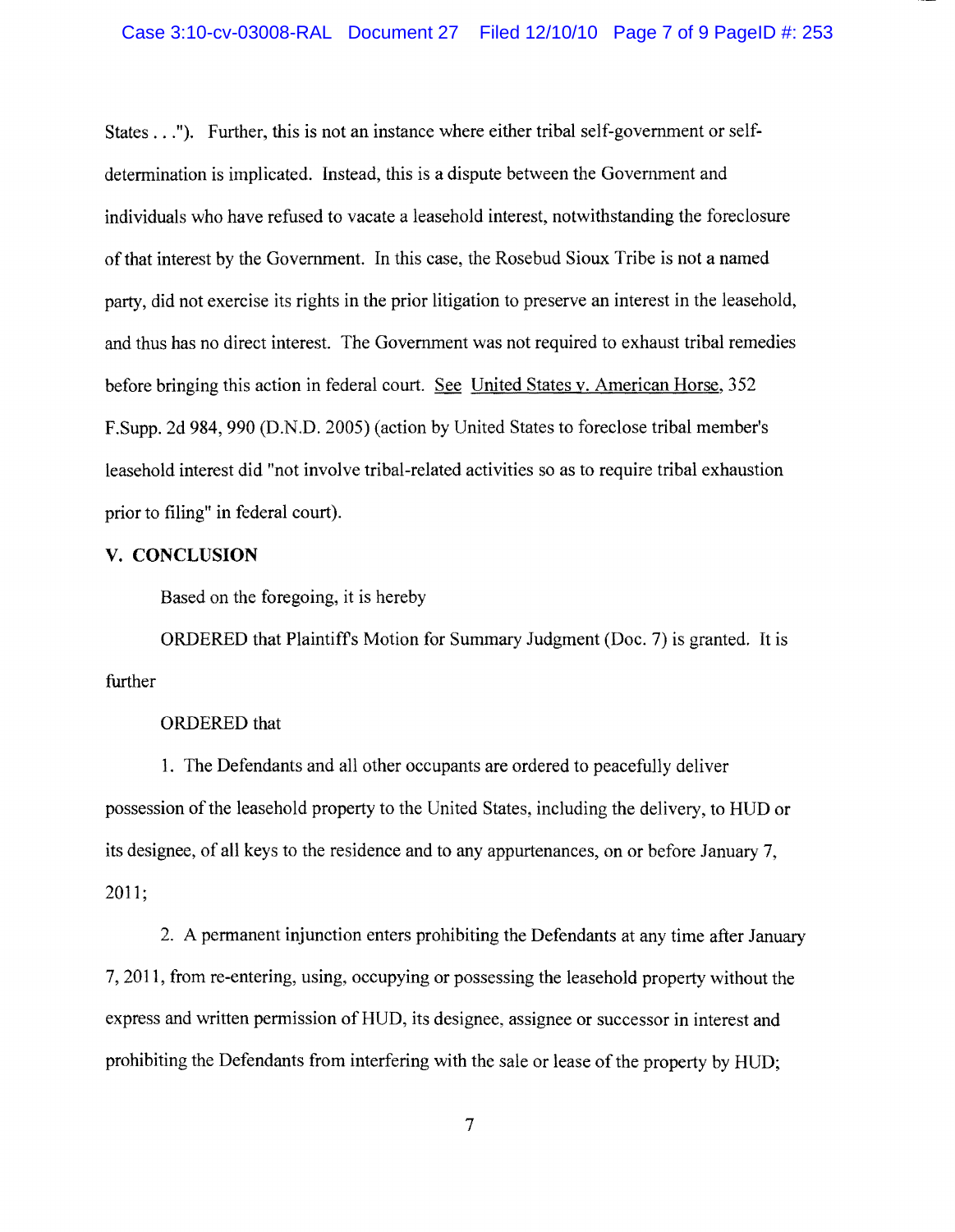States . . ."). Further, this is not an instance where either tribal self-government or self-determination is implicated. Instead, this is a dispute between the Government and individuals who have refused to vacate a leasehold interest, notwithstanding the foreclosure of that interest by the Government. In this case, the Rosebud Sioux Tribe is not a named party, did not exercise its rights in the prior litigation to preserve an interest in the leasehold, and thus has no direct interest. The Government was not required to exhaust tribal remedies before bringing this action in federal court. See United States v. American Horse, 352 F.Supp. 2d 984, 990 (D.N.D. 2005) (action by United States to foreclose tribal member's leasehold interest did "not involve tribal-related activities so as to require tribal exhaustion prior to filing" in federal court).

## V. CONCLUSION

Based on the foregoing, it is hereby

ORDERED that Plaintiff's Motion for Summary Judgment (Doc. 7) is granted. It is further

ORDERED that

1. The Defendants and all other occupants are ordered to peacefully deliver possession of the leasehold property to the United States, including the delivery, to HUD or its designee, of all keys to the residence and to any appurtenances, on or before January 7, 2011;

2. A permanent injunction enters prohibiting the Defendants at any time after January 7, 2011, from re-entering, using, occupying or possessing the leasehold property without the express and written permission of HUD, its designee, assignee or successor in interest and prohibiting the Defendants from interfering with the sale or lease of the property by HUD;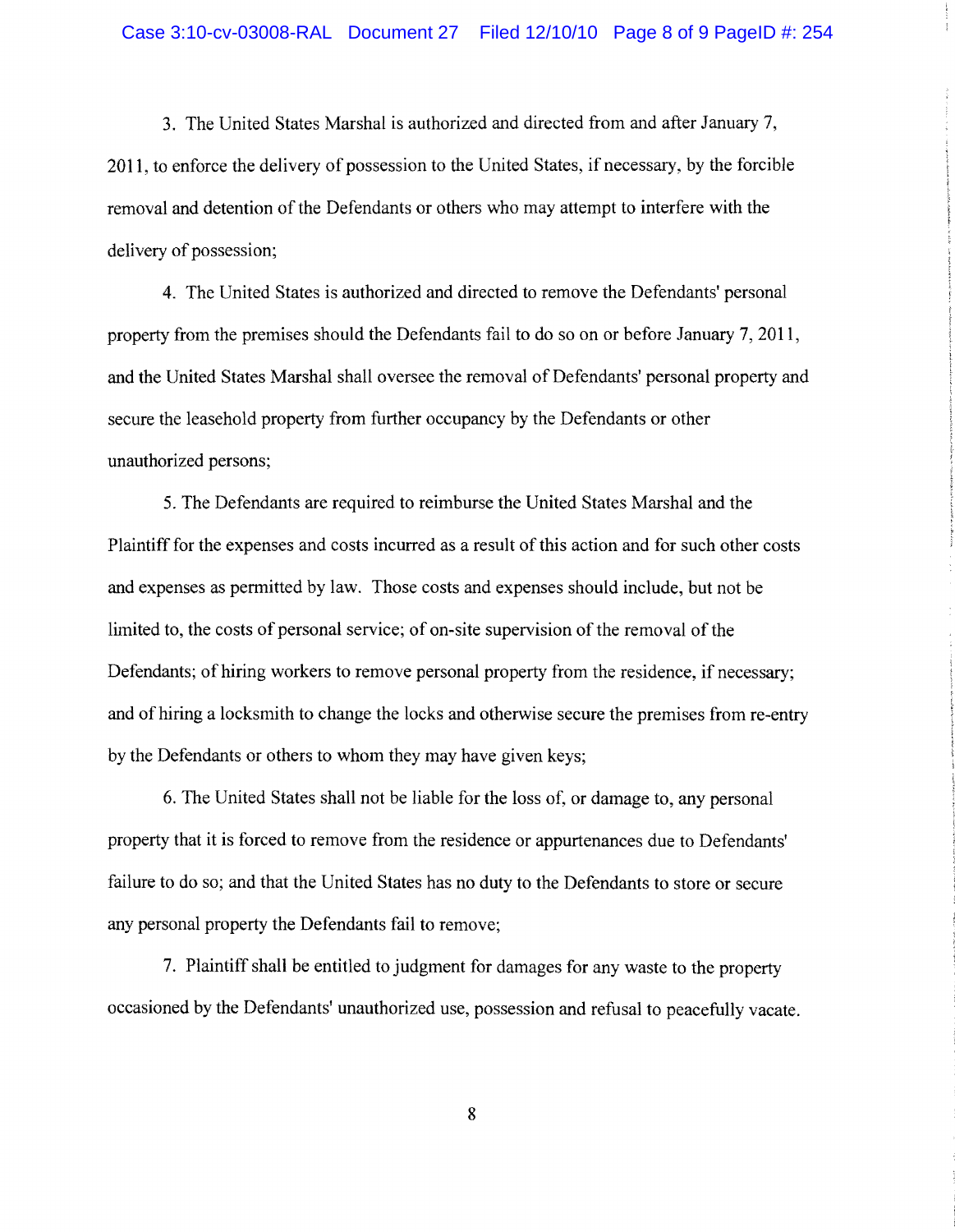3. The United States Marshal is authorized and directed from and after January 7, 2011, to enforce the delivery of possession to the United States, if necessary, by the forcible removal and detention of the Defendants or others who may attempt to interfere with the delivery of possession;

4. The United States is authorized and directed to remove the Defendants' personal property from the premises should the Defendants fail to do so on or before January 7, 2011, and the United States Marshal shall oversee the removal of Defendants' personal property and secure the leasehold property from further occupancy by the Defendants or other unauthorized persons;

5. The Defendants are required to reimburse the United States Marshal and the Plaintiff for the expenses and costs incurred as a result of this action and for such other costs and expenses as permitted by law. Those costs and expenses should include, but not be limited to, the costs of personal service; of on-site supervision of the removal of the Defendants; of hiring workers to remove personal property from the residence, if necessary; and of hiring a locksmith to change the locks and otherwise secure the premises from re-entry by the Defendants or others to whom they may have given keys;

6. The United States shall not be liable for the loss of, or damage to, any personal property that it is forced to remove from the residence or appurtenances due to Defendants' failure to do so; and that the United States has no duty to the Defendants to store or secure any personal property the Defendants fail to remove;

7. Plaintiff shall be entitled to judgment for damages for any waste to the property occasioned by the Defendants' unauthorized use, possession and refusal to peacefully vacate.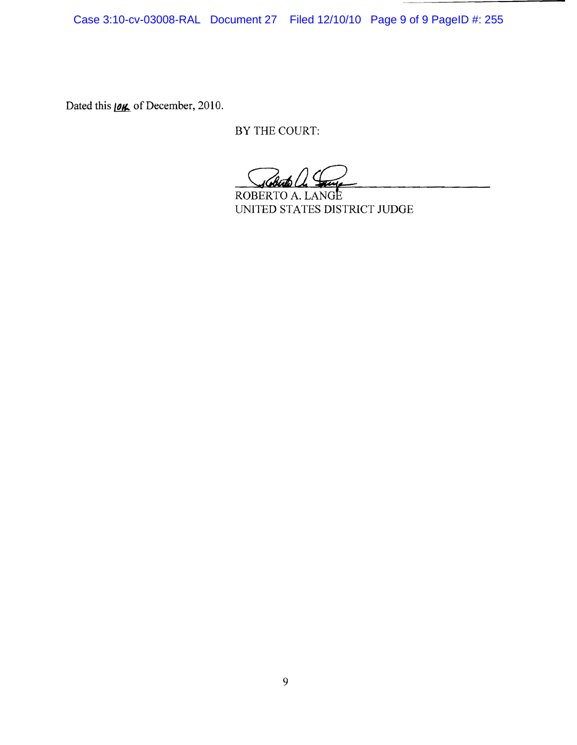Dated this 10th of December, 2010.

BY THE COURT:

ROBERTO A. LANGE
UNITED STATES DISTRICT JUDGE